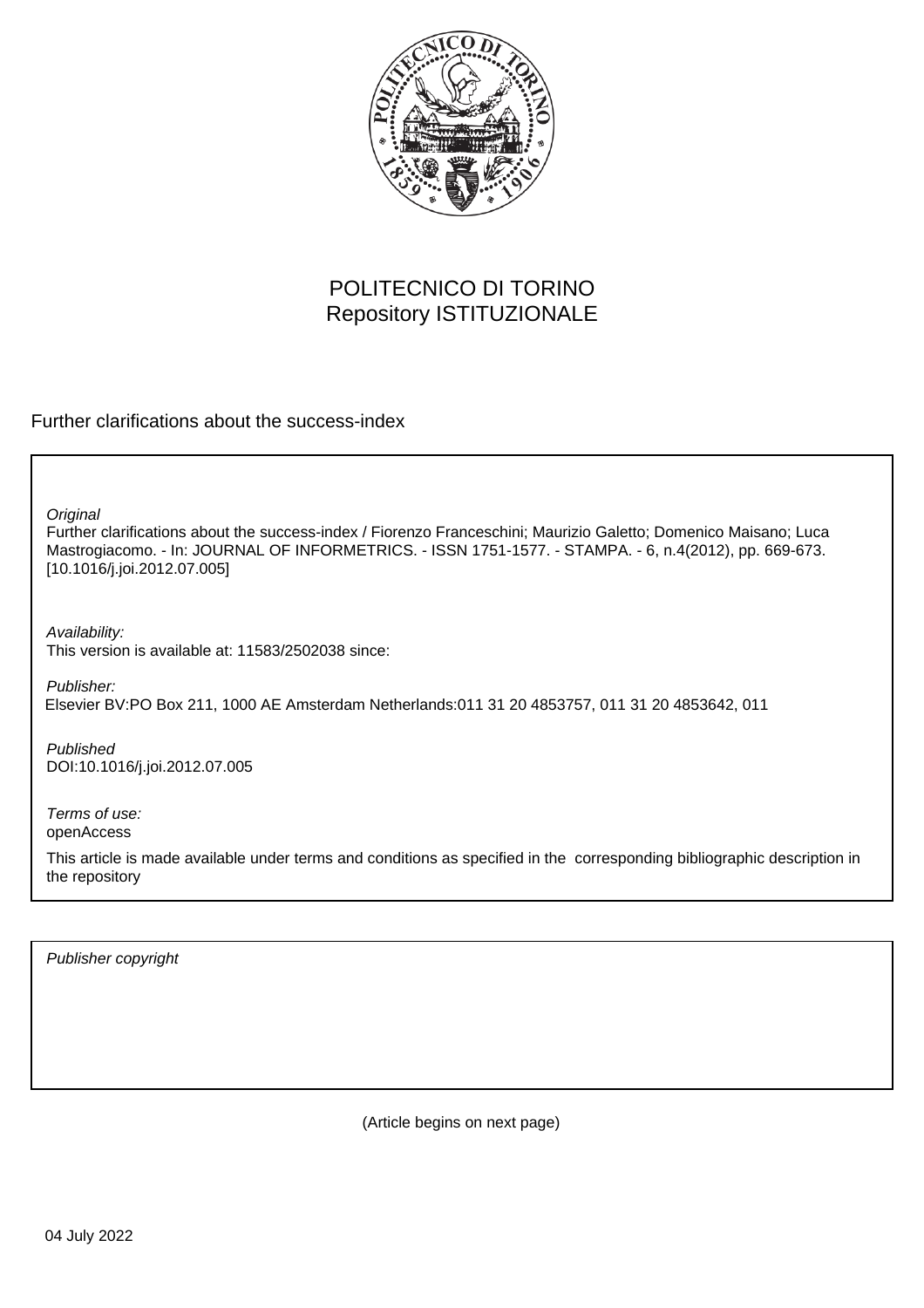POLITECNICO DI TORINO
Repository ISTITUZIONALE

Further clarifications about the success-index

*Original*
Further clarifications about the success-index / Fiorenzo Franceschini; Maurizio Galetto; Domenico Maisano; Luca Mastrogiacomo. - In: JOURNAL OF INFORMETRICS. - ISSN 1751-1577. - STAMPA. - 6, n.4(2012), pp. 669-673. [10.1016/j.joi.2012.07.005]

*Availability:*
This version is available at: 11583/2502038 since:

*Publisher:*
Elsevier BV:PO Box 211, 1000 AE Amsterdam Netherlands:011 31 20 4853757, 011 31 20 4853642, 011

*Published*
DOI:10.1016/j.joi.2012.07.005

*Terms of use:*
openAccess

This article is made available under terms and conditions as specified in the corresponding bibliographic description in the repository

*Publisher copyright*

(Article begins on next page)

04 July 2022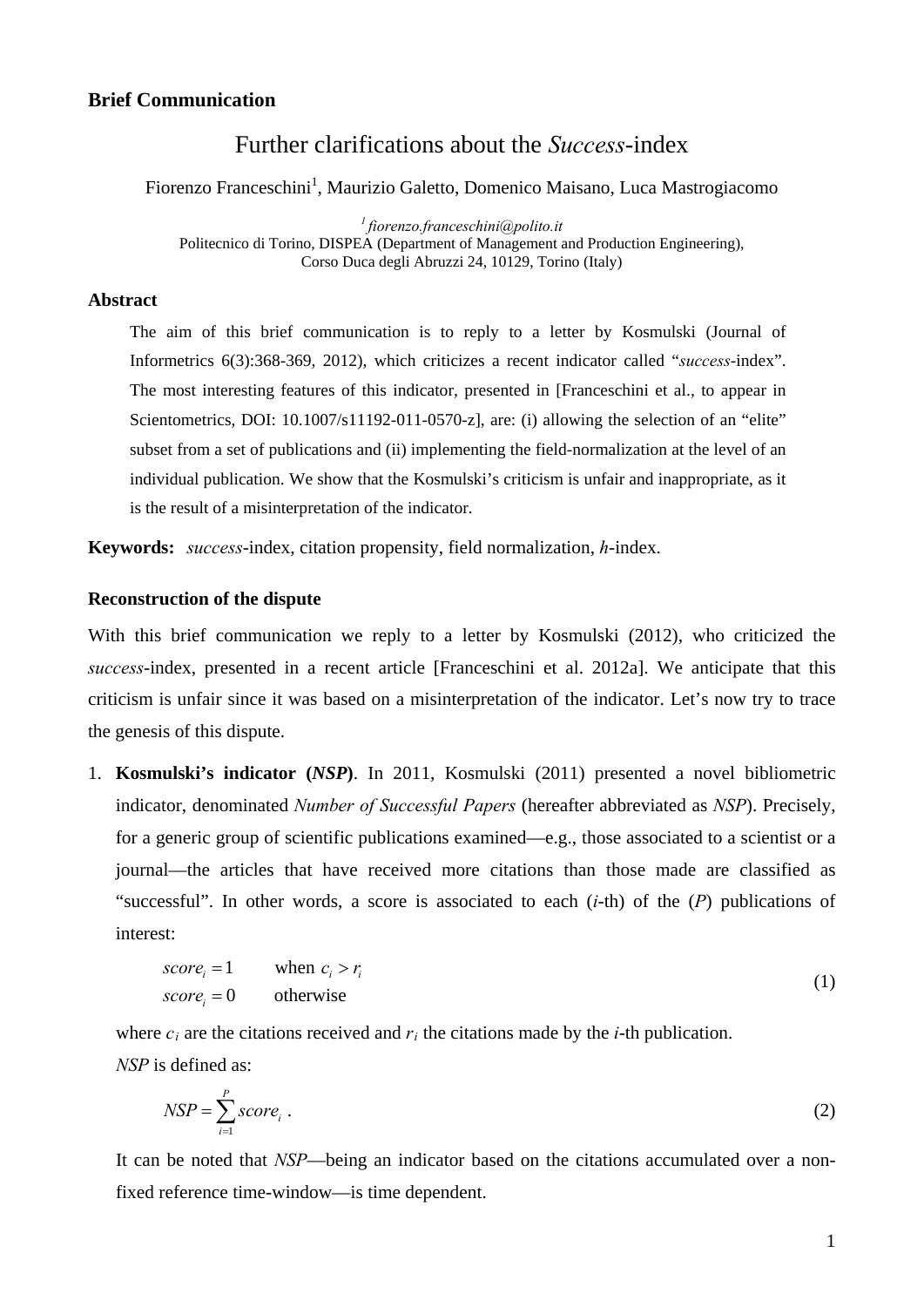**Brief Communication**

# Further clarifications about the *Success*-index

Fiorenzo Franceschini[1], Maurizio Galetto, Domenico Maisano, Luca Mastrogiacomo

[1] *fiorenzo.franceschini@polito.it*
Politecnico di Torino, DISPEA (Department of Management and Production Engineering),
Corso Duca degli Abruzzi 24, 10129, Torino (Italy)

## Abstract

The aim of this brief communication is to reply to a letter by Kosmulski (Journal of Informetrics 6(3):368-369, 2012), which criticizes a recent indicator called "*success*-index". The most interesting features of this indicator, presented in [Franceschini et al., to appear in Scientometrics, DOI: 10.1007/s11192-011-0570-z], are: (i) allowing the selection of an "elite" subset from a set of publications and (ii) implementing the field-normalization at the level of an individual publication. We show that the Kosmulski's criticism is unfair and inappropriate, as it is the result of a misinterpretation of the indicator.

**Keywords:** *success*-index, citation propensity, field normalization, *h*-index.

## Reconstruction of the dispute

With this brief communication we reply to a letter by Kosmulski (2012), who criticized the *success*-index, presented in a recent article [Franceschini et al. 2012a]. We anticipate that this criticism is unfair since it was based on a misinterpretation of the indicator. Let's now try to trace the genesis of this dispute.

1. **Kosmulski's indicator (*NSP*)**. In 2011, Kosmulski (2011) presented a novel bibliometric indicator, denominated *Number of Successful Papers* (hereafter abbreviated as *NSP*). Precisely, for a generic group of scientific publications examined—e.g., those associated to a scientist or a journal—the articles that have received more citations than those made are classified as "successful". In other words, a score is associated to each ($i$-th) of the ($P$) publications of interest:

$$
\begin{aligned}
score_i &= 1 \qquad \text{when } c_i > r_i \\
score_i &= 0 \qquad \text{otherwise}
\end{aligned}
\tag{1}
$$

where $c_i$ are the citations received and $r_i$ the citations made by the $i$-th publication.

*NSP* is defined as:

$$
NSP = \sum_{i=1}^{P} score_i \ . \tag{2}
$$

It can be noted that *NSP*—being an indicator based on the citations accumulated over a non-fixed reference time-window—is time dependent.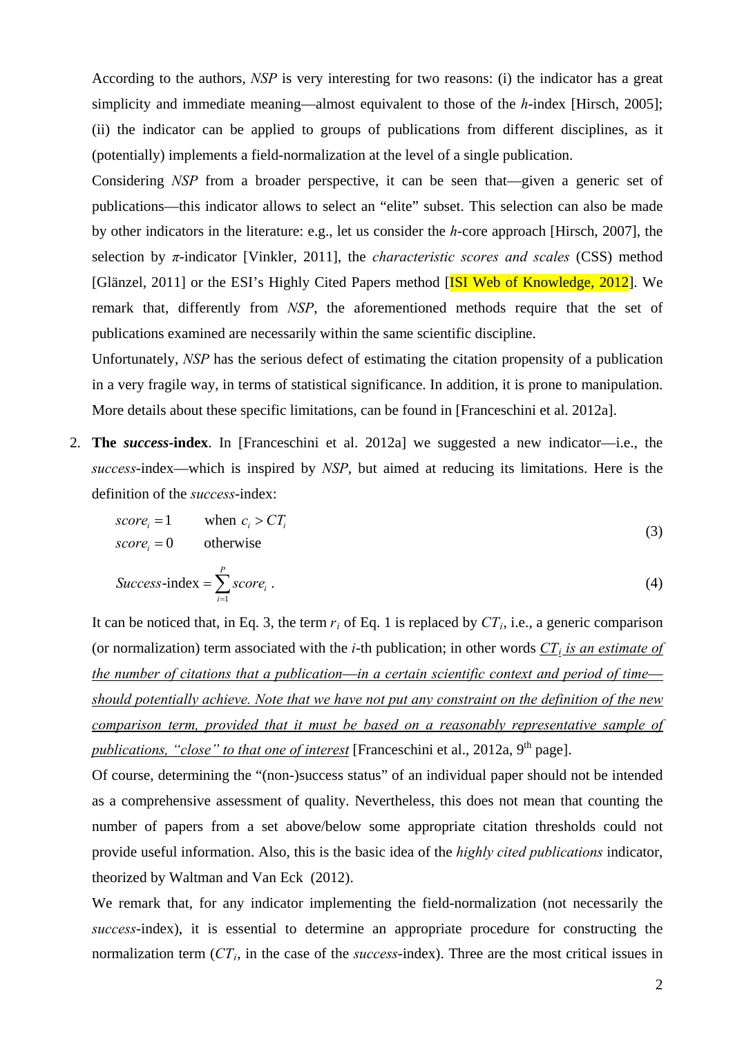According to the authors, *NSP* is very interesting for two reasons: (i) the indicator has a great simplicity and immediate meaning—almost equivalent to those of the *h*-index [Hirsch, 2005]; (ii) the indicator can be applied to groups of publications from different disciplines, as it (potentially) implements a field-normalization at the level of a single publication.

Considering *NSP* from a broader perspective, it can be seen that—given a generic set of publications—this indicator allows to select an "elite" subset. This selection can also be made by other indicators in the literature: e.g., let us consider the *h*-core approach [Hirsch, 2007], the selection by *π*-indicator [Vinkler, 2011], the *characteristic scores and scales* (CSS) method [Glänzel, 2011] or the ESI's Highly Cited Papers method [ISI Web of Knowledge, 2012]. We remark that, differently from *NSP*, the aforementioned methods require that the set of publications examined are necessarily within the same scientific discipline.

Unfortunately, *NSP* has the serious defect of estimating the citation propensity of a publication in a very fragile way, in terms of statistical significance. In addition, it is prone to manipulation. More details about these specific limitations, can be found in [Franceschini et al. 2012a].

2. **The *success*-index**. In [Franceschini et al. 2012a] we suggested a new indicator—i.e., the *success*-index—which is inspired by *NSP*, but aimed at reducing its limitations. Here is the definition of the *success*-index:

$$\begin{aligned} score_i &= 1 \qquad \text{when } c_i > CT_i \\ score_i &= 0 \qquad \text{otherwise} \end{aligned} \tag{3}$$

$$Success\text{-index} = \sum_{i=1}^{P} score_i \ . \tag{4}$$

It can be noticed that, in Eq. 3, the term $r_i$ of Eq. 1 is replaced by $CT_i$, i.e., a generic comparison (or normalization) term associated with the *i*-th publication; in other words *$CT_i$ is an estimate of the number of citations that a publication—in a certain scientific context and period of time—should potentially achieve. Note that we have not put any constraint on the definition of the new comparison term, provided that it must be based on a reasonably representative sample of publications, "close" to that one of interest* [Franceschini et al., 2012a, 9th page].

Of course, determining the "(non-)success status" of an individual paper should not be intended as a comprehensive assessment of quality. Nevertheless, this does not mean that counting the number of papers from a set above/below some appropriate citation thresholds could not provide useful information. Also, this is the basic idea of the *highly cited publications* indicator, theorized by Waltman and Van Eck (2012).

We remark that, for any indicator implementing the field-normalization (not necessarily the *success*-index), it is essential to determine an appropriate procedure for constructing the normalization term ($CT_i$, in the case of the *success*-index). Three are the most critical issues in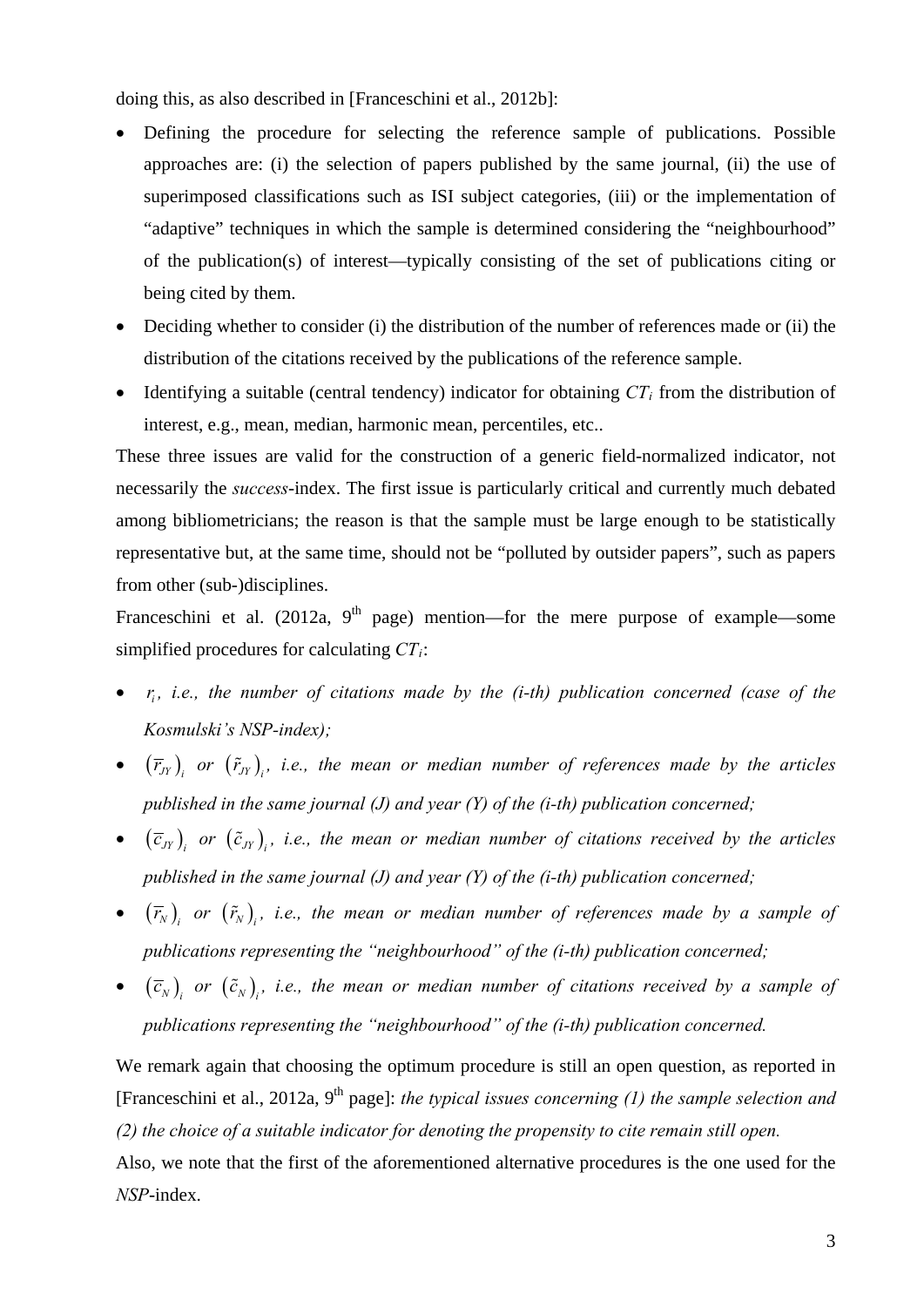doing this, as also described in [Franceschini et al., 2012b]:

- Defining the procedure for selecting the reference sample of publications. Possible approaches are: (i) the selection of papers published by the same journal, (ii) the use of superimposed classifications such as ISI subject categories, (iii) or the implementation of "adaptive" techniques in which the sample is determined considering the "neighbourhood" of the publication(s) of interest—typically consisting of the set of publications citing or being cited by them.
- Deciding whether to consider (i) the distribution of the number of references made or (ii) the distribution of the citations received by the publications of the reference sample.
- Identifying a suitable (central tendency) indicator for obtaining $CT_i$ from the distribution of interest, e.g., mean, median, harmonic mean, percentiles, etc..

These three issues are valid for the construction of a generic field-normalized indicator, not necessarily the *success*-index. The first issue is particularly critical and currently much debated among bibliometricians; the reason is that the sample must be large enough to be statistically representative but, at the same time, should not be "polluted by outsider papers", such as papers from other (sub-)disciplines.

Franceschini et al. (2012a, 9th page) mention—for the mere purpose of example—some simplified procedures for calculating $CT_i$:

- $r_i$, *i.e., the number of citations made by the (i-th) publication concerned (case of the Kosmulski's NSP-index);*
- $\left(\bar{r}_{JY}\right)_i$ *or* $\left(\tilde{r}_{JY}\right)_i$, *i.e., the mean or median number of references made by the articles published in the same journal (J) and year (Y) of the (i-th) publication concerned;*
- $\left(\bar{c}_{JY}\right)_i$ *or* $\left(\tilde{c}_{JY}\right)_i$, *i.e., the mean or median number of citations received by the articles published in the same journal (J) and year (Y) of the (i-th) publication concerned;*
- $\left(\bar{r}_{N}\right)_i$ *or* $\left(\tilde{r}_{N}\right)_i$, *i.e., the mean or median number of references made by a sample of publications representing the "neighbourhood" of the (i-th) publication concerned;*
- $\left(\bar{c}_{N}\right)_i$ *or* $\left(\tilde{c}_{N}\right)_i$, *i.e., the mean or median number of citations received by a sample of publications representing the "neighbourhood" of the (i-th) publication concerned.*

We remark again that choosing the optimum procedure is still an open question, as reported in [Franceschini et al., 2012a, 9th page]: *the typical issues concerning (1) the sample selection and (2) the choice of a suitable indicator for denoting the propensity to cite remain still open.*

Also, we note that the first of the aforementioned alternative procedures is the one used for the *NSP*-index.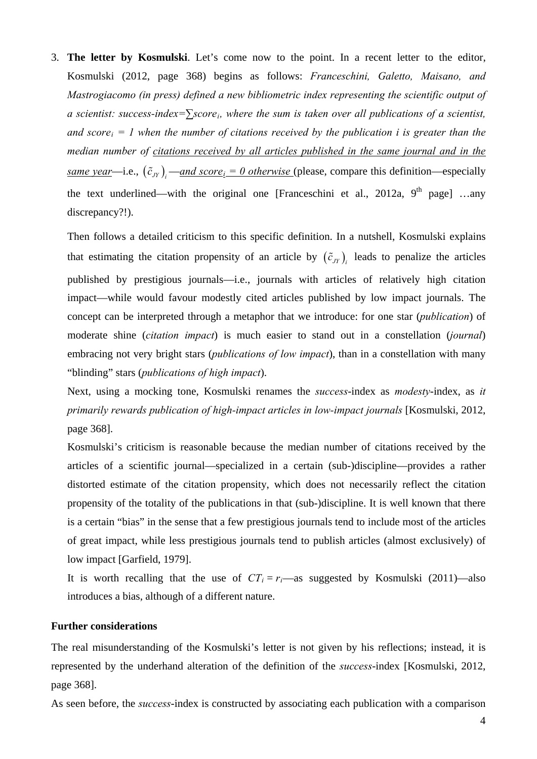3. **The letter by Kosmulski**. Let's come now to the point. In a recent letter to the editor, Kosmulski (2012, page 368) begins as follows: *Franceschini, Galetto, Maisano, and Mastrogiacomo (in press) defined a new bibliometric index representing the scientific output of a scientist: success-index=*$\sum score_i$*, where the sum is taken over all publications of a scientist, and* $score_i = 1$ *when the number of citations received by the publication i is greater than the median number of* *<u>citations received by all articles published in the same journal and in the same year</u>*—i.e., $\left(\tilde{c}_{JY}\right)_i$ —*<u>and</u>* $score_i = 0$ *<u>otherwise</u>* (please, compare this definition—especially the text underlined—with the original one [Franceschini et al., 2012a, 9th page] …any discrepancy?!).

   Then follows a detailed criticism to this specific definition. In a nutshell, Kosmulski explains that estimating the citation propensity of an article by $\left(\tilde{c}_{JY}\right)_i$ leads to penalize the articles published by prestigious journals—i.e., journals with articles of relatively high citation impact—while would favour modestly cited articles published by low impact journals. The concept can be interpreted through a metaphor that we introduce: for one star (*publication*) of moderate shine (*citation impact*) is much easier to stand out in a constellation (*journal*) embracing not very bright stars (*publications of low impact*), than in a constellation with many "blinding" stars (*publications of high impact*).

   Next, using a mocking tone, Kosmulski renames the *success*-index as *modesty*-index, as *it primarily rewards publication of high-impact articles in low-impact journals* [Kosmulski, 2012, page 368].

   Kosmulski's criticism is reasonable because the median number of citations received by the articles of a scientific journal—specialized in a certain (sub-)discipline—provides a rather distorted estimate of the citation propensity, which does not necessarily reflect the citation propensity of the totality of the publications in that (sub-)discipline. It is well known that there is a certain "bias" in the sense that a few prestigious journals tend to include most of the articles of great impact, while less prestigious journals tend to publish articles (almost exclusively) of low impact [Garfield, 1979].

   It is worth recalling that the use of $CT_i = r_i$—as suggested by Kosmulski (2011)—also introduces a bias, although of a different nature.

**Further considerations**

The real misunderstanding of the Kosmulski's letter is not given by his reflections; instead, it is represented by the underhand alteration of the definition of the *success*-index [Kosmulski, 2012, page 368].

As seen before, the *success*-index is constructed by associating each publication with a comparison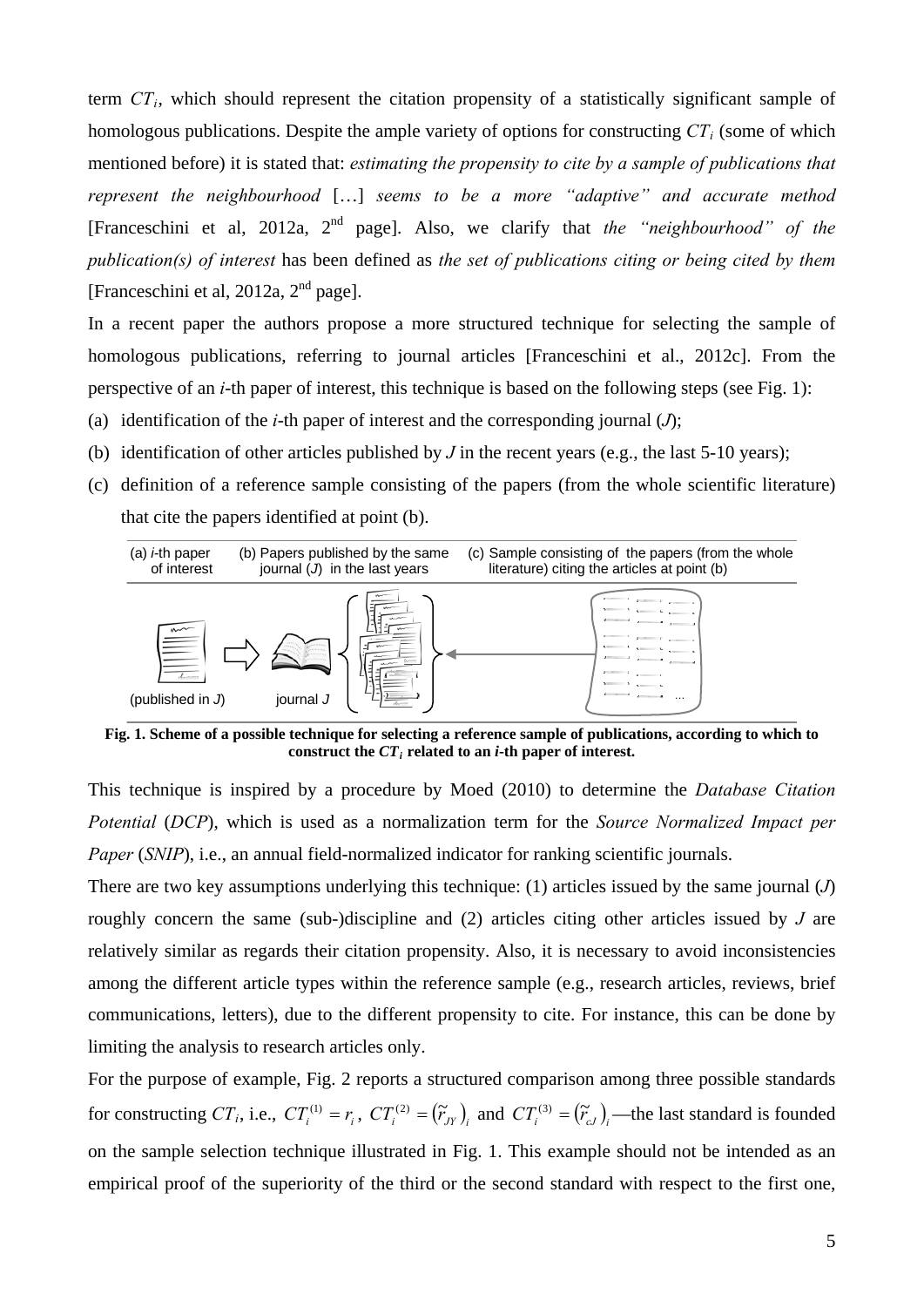term $CT_i$, which should represent the citation propensity of a statistically significant sample of homologous publications. Despite the ample variety of options for constructing $CT_i$ (some of which mentioned before) it is stated that: *estimating the propensity to cite by a sample of publications that represent the neighbourhood* […] *seems to be a more "adaptive" and accurate method* [Franceschini et al, 2012a, 2nd page]. Also, we clarify that *the "neighbourhood" of the publication(s) of interest* has been defined as *the set of publications citing or being cited by them* [Franceschini et al, 2012a, 2nd page].

In a recent paper the authors propose a more structured technique for selecting the sample of homologous publications, referring to journal articles [Franceschini et al., 2012c]. From the perspective of an *i*-th paper of interest, this technique is based on the following steps (see Fig. 1):

(a) identification of the *i*-th paper of interest and the corresponding journal ($J$);

(b) identification of other articles published by $J$ in the recent years (e.g., the last 5-10 years);

(c) definition of a reference sample consisting of the papers (from the whole scientific literature) that cite the papers identified at point (b).

| (a) *i*-th paper of interest | (b) Papers published by the same journal ($J$) in the last years | (c) Sample consisting of the papers (from the whole literature) citing the articles at point (b) |
|---|---|---|
| (published in $J$) | journal $J$ | … |

**Fig. 1. Scheme of a possible technique for selecting a reference sample of publications, according to which to construct the $CT_i$ related to an *i*-th paper of interest.**

This technique is inspired by a procedure by Moed (2010) to determine the *Database Citation Potential* (*DCP*), which is used as a normalization term for the *Source Normalized Impact per Paper* (*SNIP*), i.e., an annual field-normalized indicator for ranking scientific journals.

There are two key assumptions underlying this technique: (1) articles issued by the same journal ($J$) roughly concern the same (sub-)discipline and (2) articles citing other articles issued by $J$ are relatively similar as regards their citation propensity. Also, it is necessary to avoid inconsistencies among the different article types within the reference sample (e.g., research articles, reviews, brief communications, letters), due to the different propensity to cite. For instance, this can be done by limiting the analysis to research articles only.

For the purpose of example, Fig. 2 reports a structured comparison among three possible standards for constructing $CT_i$, i.e., $CT_i^{(1)} = r_i$, $CT_i^{(2)} = \left(\tilde{r}_{JY}\right)_i$ and $CT_i^{(3)} = \left(\tilde{r}_{cJ}\right)_i$—the last standard is founded on the sample selection technique illustrated in Fig. 1. This example should not be intended as an empirical proof of the superiority of the third or the second standard with respect to the first one,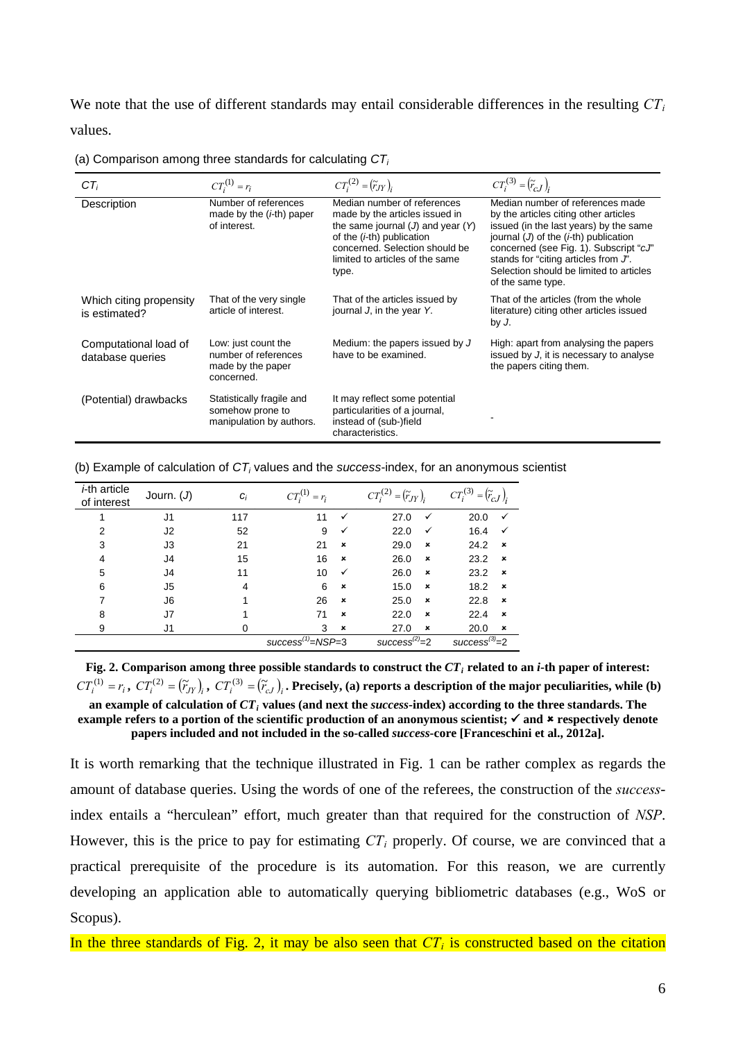We note that the use of different standards may entail considerable differences in the resulting $CT_i$ values.

(a) Comparison among three standards for calculating $CT_i$

| $CT_i$ | $CT_i^{(1)} = r_i$ | $CT_i^{(2)} = (\tilde{r}_{JY})_i$ | $CT_i^{(3)} = (\tilde{r}_{cJ})_i$ |
|---|---|---|---|
| Description | Number of references made by the (*i*-th) paper of interest. | Median number of references made by the articles issued in the same journal (*J*) and year (*Y*) of the (*i*-th) publication concerned. Selection should be limited to articles of the same type. | Median number of references made by the articles citing other articles issued (in the last years) by the same journal (*J*) of the (*i*-th) publication concerned (see Fig. 1). Subscript "*cJ*" stands for "citing articles from *J*". Selection should be limited to articles of the same type. |
| Which citing propensity is estimated? | That of the very single article of interest. | That of the articles issued by journal *J*, in the year *Y*. | That of the articles (from the whole literature) citing other articles issued by *J*. |
| Computational load of database queries | Low: just count the number of references made by the paper concerned. | Medium: the papers issued by *J* have to be examined. | High: apart from analysing the papers issued by *J*, it is necessary to analyse the papers citing them. |
| (Potential) drawbacks | Statistically fragile and somehow prone to manipulation by authors. | It may reflect some potential particularities of a journal, instead of (sub-)field characteristics. | - |

(b) Example of calculation of $CT_i$ values and the *success*-index, for an anonymous scientist

| *i*-th article of interest | Journ. (*J*) | $c_i$ | $CT_i^{(1)} = r_i$ | | $CT_i^{(2)} = (\tilde{r}_{JY})_i$ | | $CT_i^{(3)} = (\tilde{r}_{cJ})_i$ | |
|---|---|---|---|---|---|---|---|---|
| 1 | J1 | 117 | 11 | ✓ | 27.0 | ✓ | 20.0 | ✓ |
| 2 | J2 | 52 | 9 | ✓ | 22.0 | ✓ | 16.4 | ✓ |
| 3 | J3 | 21 | 21 | ✗ | 29.0 | ✗ | 24.2 | ✗ |
| 4 | J4 | 15 | 16 | ✗ | 26.0 | ✗ | 23.2 | ✗ |
| 5 | J4 | 11 | 10 | ✓ | 26.0 | ✗ | 23.2 | ✗ |
| 6 | J5 | 4 | 6 | ✗ | 15.0 | ✗ | 18.2 | ✗ |
| 7 | J6 | 1 | 26 | ✗ | 25.0 | ✗ | 22.8 | ✗ |
| 8 | J7 | 1 | 71 | ✗ | 22.0 | ✗ | 22.4 | ✗ |
| 9 | J1 | 0 | 3 | ✗ | 27.0 | ✗ | 20.0 | ✗ |
| | | | $success^{(1)}$=*NSP*=3 | | $success^{(2)}$=2 | | $success^{(3)}$=2 | |

**Fig. 2. Comparison among three possible standards to construct the $CT_i$ related to an *i*-th paper of interest: $CT_i^{(1)} = r_i$, $CT_i^{(2)} = (\tilde{r}_{JY})_i$, $CT_i^{(3)} = (\tilde{r}_{cJ})_i$. Precisely, (a) reports a description of the major peculiarities, while (b) an example of calculation of $CT_i$ values (and next the *success*-index) according to the three standards. The example refers to a portion of the scientific production of an anonymous scientist; ✓ and ✗ respectively denote papers included and not included in the so-called *success*-core [Franceschini et al., 2012a].**

It is worth remarking that the technique illustrated in Fig. 1 can be rather complex as regards the amount of database queries. Using the words of one of the referees, the construction of the *success*-index entails a "herculean" effort, much greater than that required for the construction of *NSP*. However, this is the price to pay for estimating $CT_i$ properly. Of course, we are convinced that a practical prerequisite of the procedure is its automation. For this reason, we are currently developing an application able to automatically querying bibliometric databases (e.g., WoS or Scopus).

In the three standards of Fig. 2, it may be also seen that $CT_i$ is constructed based on the citation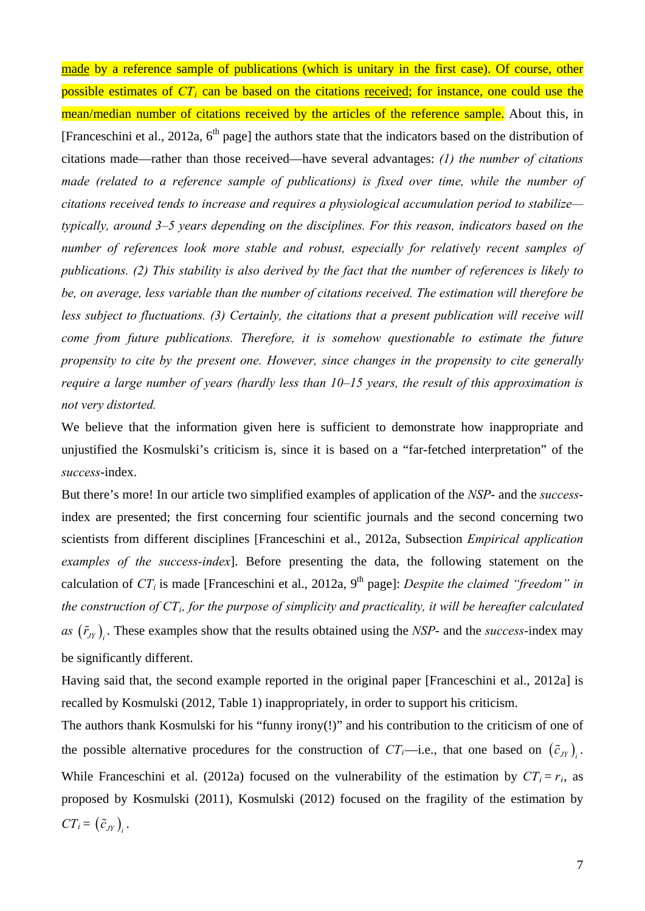made by a reference sample of publications (which is unitary in the first case). Of course, other possible estimates of $CT_i$ can be based on the citations received; for instance, one could use the mean/median number of citations received by the articles of the reference sample. About this, in [Franceschini et al., 2012a, 6th page] the authors state that the indicators based on the distribution of citations made—rather than those received—have several advantages: *(1) the number of citations made (related to a reference sample of publications) is fixed over time, while the number of citations received tends to increase and requires a physiological accumulation period to stabilize—typically, around 3–5 years depending on the disciplines. For this reason, indicators based on the number of references look more stable and robust, especially for relatively recent samples of publications. (2) This stability is also derived by the fact that the number of references is likely to be, on average, less variable than the number of citations received. The estimation will therefore be less subject to fluctuations. (3) Certainly, the citations that a present publication will receive will come from future publications. Therefore, it is somehow questionable to estimate the future propensity to cite by the present one. However, since changes in the propensity to cite generally require a large number of years (hardly less than 10–15 years, the result of this approximation is not very distorted.*

We believe that the information given here is sufficient to demonstrate how inappropriate and unjustified the Kosmulski's criticism is, since it is based on a "far-fetched interpretation" of the *success*-index.

But there's more! In our article two simplified examples of application of the *NSP*- and the *success*-index are presented; the first concerning four scientific journals and the second concerning two scientists from different disciplines [Franceschini et al., 2012a, Subsection *Empirical application examples of the success-index*]. Before presenting the data, the following statement on the calculation of $CT_i$ is made [Franceschini et al., 2012a, 9th page]: *Despite the claimed "freedom" in the construction of $CT_i$, for the purpose of simplicity and practicality, it will be hereafter calculated as* $\left(\tilde{r}_{JY}\right)_i$. These examples show that the results obtained using the *NSP*- and the *success*-index may be significantly different.

Having said that, the second example reported in the original paper [Franceschini et al., 2012a] is recalled by Kosmulski (2012, Table 1) inappropriately, in order to support his criticism.

The authors thank Kosmulski for his "funny irony(!)" and his contribution to the criticism of one of the possible alternative procedures for the construction of $CT_i$—i.e., that one based on $\left(\tilde{c}_{JY}\right)_i$. While Franceschini et al. (2012a) focused on the vulnerability of the estimation by $CT_i = r_i$, as proposed by Kosmulski (2011), Kosmulski (2012) focused on the fragility of the estimation by $CT_i = \left(\tilde{c}_{JY}\right)_i$.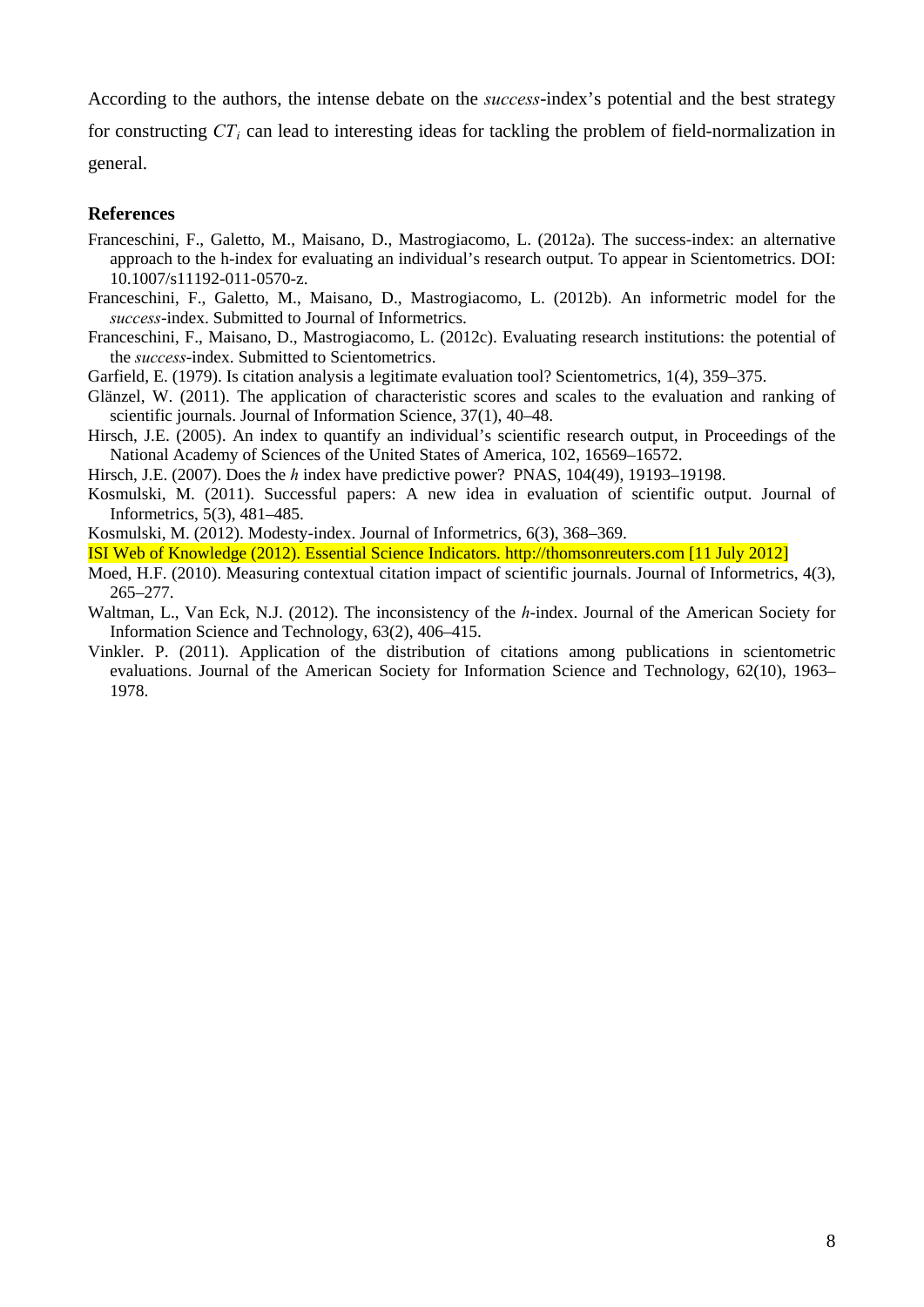According to the authors, the intense debate on the *success*-index's potential and the best strategy for constructing $CT_i$ can lead to interesting ideas for tackling the problem of field-normalization in general.

## References

Franceschini, F., Galetto, M., Maisano, D., Mastrogiacomo, L. (2012a). The success-index: an alternative approach to the h-index for evaluating an individual's research output. To appear in Scientometrics. DOI: 10.1007/s11192-011-0570-z.

Franceschini, F., Galetto, M., Maisano, D., Mastrogiacomo, L. (2012b). An informetric model for the *success*-index. Submitted to Journal of Informetrics.

Franceschini, F., Maisano, D., Mastrogiacomo, L. (2012c). Evaluating research institutions: the potential of the *success*-index. Submitted to Scientometrics.

Garfield, E. (1979). Is citation analysis a legitimate evaluation tool? Scientometrics, 1(4), 359–375.

Glänzel, W. (2011). The application of characteristic scores and scales to the evaluation and ranking of scientific journals. Journal of Information Science, 37(1), 40–48.

Hirsch, J.E. (2005). An index to quantify an individual's scientific research output, in Proceedings of the National Academy of Sciences of the United States of America, 102, 16569–16572.

Hirsch, J.E. (2007). Does the *h* index have predictive power? PNAS, 104(49), 19193–19198.

Kosmulski, M. (2011). Successful papers: A new idea in evaluation of scientific output. Journal of Informetrics, 5(3), 481–485.

Kosmulski, M. (2012). Modesty-index. Journal of Informetrics, 6(3), 368–369.

ISI Web of Knowledge (2012). Essential Science Indicators. http://thomsonreuters.com [11 July 2012]

Moed, H.F. (2010). Measuring contextual citation impact of scientific journals. Journal of Informetrics, 4(3), 265–277.

Waltman, L., Van Eck, N.J. (2012). The inconsistency of the *h*-index. Journal of the American Society for Information Science and Technology, 63(2), 406–415.

Vinkler. P. (2011). Application of the distribution of citations among publications in scientometric evaluations. Journal of the American Society for Information Science and Technology, 62(10), 1963–1978.